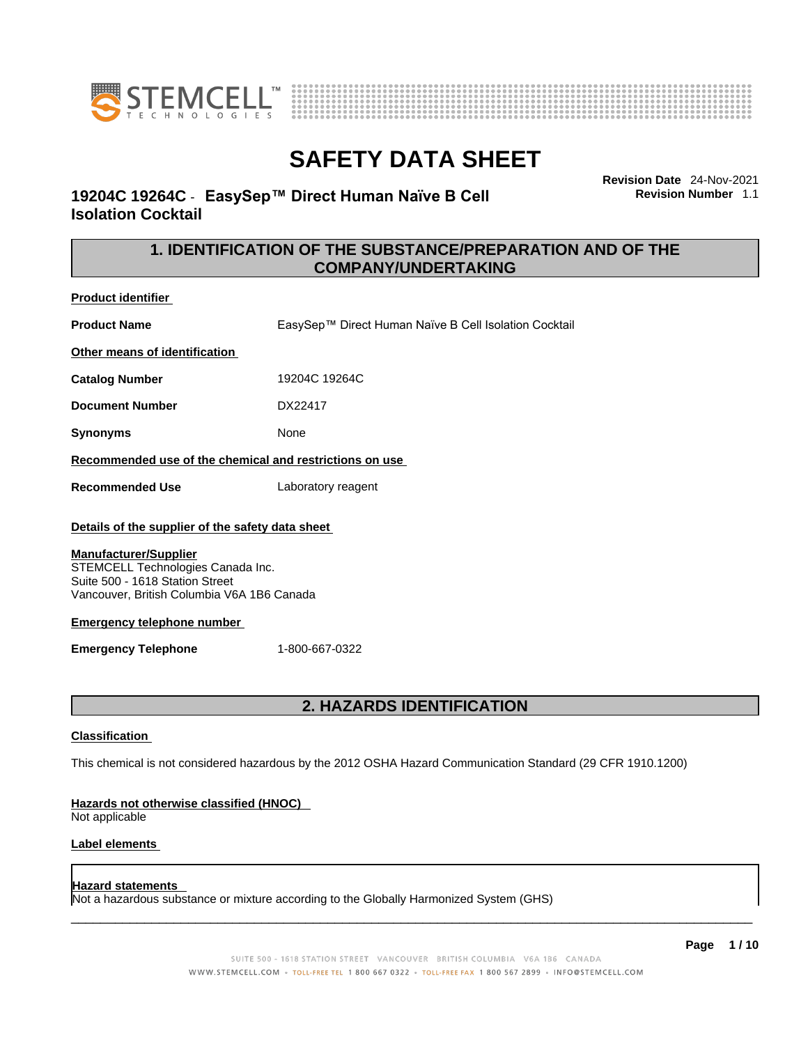# SAFETY DATA SHEET

**19204C 19264C - EasySep™ Direct Human Naïve B Cell Isolation Cocktail**

**Revision Date** 24-Nov-2021
**Revision Number** 1.1

## 1. IDENTIFICATION OF THE SUBSTANCE/PREPARATION AND OF THE COMPANY/UNDERTAKING

**Product identifier**

| | |
|---|---|
| **Product Name** | EasySep™ Direct Human Naïve B Cell Isolation Cocktail |

**Other means of identification**

| | |
|---|---|
| **Catalog Number** | 19204C 19264C |
| **Document Number** | DX22417 |
| **Synonyms** | None |

**Recommended use of the chemical and restrictions on use**

| | |
|---|---|
| **Recommended Use** | Laboratory reagent |

**Details of the supplier of the safety data sheet**

**Manufacturer/Supplier**
STEMCELL Technologies Canada Inc.
Suite 500 - 1618 Station Street
Vancouver, British Columbia V6A 1B6 Canada

**Emergency telephone number**

| | |
|---|---|
| **Emergency Telephone** | 1-800-667-0322 |

## 2. HAZARDS IDENTIFICATION

**Classification**

This chemical is not considered hazardous by the 2012 OSHA Hazard Communication Standard (29 CFR 1910.1200)

**Hazards not otherwise classified (HNOC)**
Not applicable

**Label elements**

**Hazard statements**
Not a hazardous substance or mixture according to the Globally Harmonized System (GHS)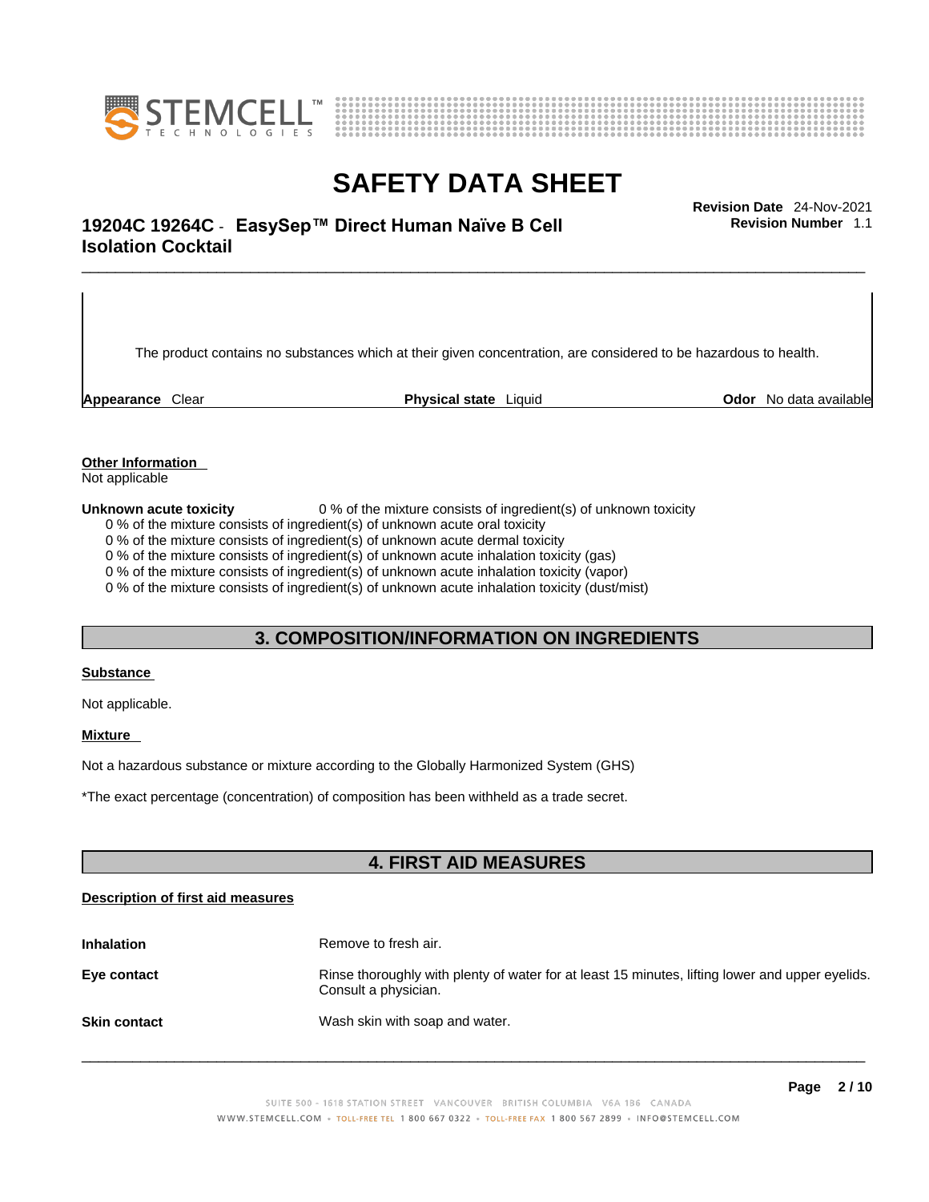The product contains no substances which at their given concentration, are considered to be hazardous to health.

| **Appearance** Clear | **Physical state** Liquid | **Odor** No data available |
| --- | --- | --- |

**Other Information**

Not applicable

**Unknown acute toxicity** 0 % of the mixture consists of ingredient(s) of unknown toxicity

0 % of the mixture consists of ingredient(s) of unknown acute oral toxicity
0 % of the mixture consists of ingredient(s) of unknown acute dermal toxicity
0 % of the mixture consists of ingredient(s) of unknown acute inhalation toxicity (gas)
0 % of the mixture consists of ingredient(s) of unknown acute inhalation toxicity (vapor)
0 % of the mixture consists of ingredient(s) of unknown acute inhalation toxicity (dust/mist)

## 3. COMPOSITION/INFORMATION ON INGREDIENTS

**Substance**

Not applicable.

**Mixture**

Not a hazardous substance or mixture according to the Globally Harmonized System (GHS)

*The exact percentage (concentration) of composition has been withheld as a trade secret.

## 4. FIRST AID MEASURES

**Description of first aid measures**

| | |
| --- | --- |
| **Inhalation** | Remove to fresh air. |
| **Eye contact** | Rinse thoroughly with plenty of water for at least 15 minutes, lifting lower and upper eyelids. Consult a physician. |
| **Skin contact** | Wash skin with soap and water. |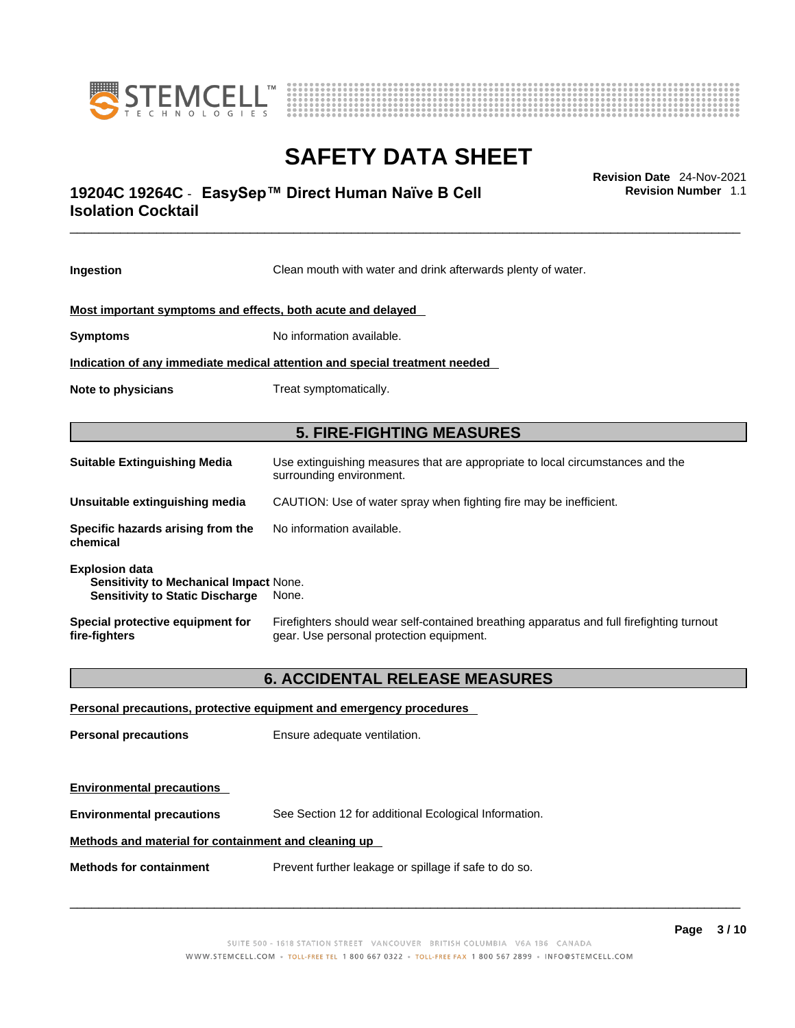**Ingestion** Clean mouth with water and drink afterwards plenty of water.

**Most important symptoms and effects, both acute and delayed**

**Symptoms** No information available.

**Indication of any immediate medical attention and special treatment needed**

**Note to physicians** Treat symptomatically.

## 5. FIRE-FIGHTING MEASURES

**Suitable Extinguishing Media** Use extinguishing measures that are appropriate to local circumstances and the surrounding environment.

**Unsuitable extinguishing media** CAUTION: Use of water spray when fighting fire may be inefficient.

**Specific hazards arising from the chemical** No information available.

**Explosion data**
**Sensitivity to Mechanical Impact** None.
**Sensitivity to Static Discharge** None.

**Special protective equipment for fire-fighters** Firefighters should wear self-contained breathing apparatus and full firefighting turnout gear. Use personal protection equipment.

## 6. ACCIDENTAL RELEASE MEASURES

**Personal precautions, protective equipment and emergency procedures**

**Personal precautions** Ensure adequate ventilation.

**Environmental precautions**

**Environmental precautions** See Section 12 for additional Ecological Information.

**Methods and material for containment and cleaning up**

**Methods for containment** Prevent further leakage or spillage if safe to do so.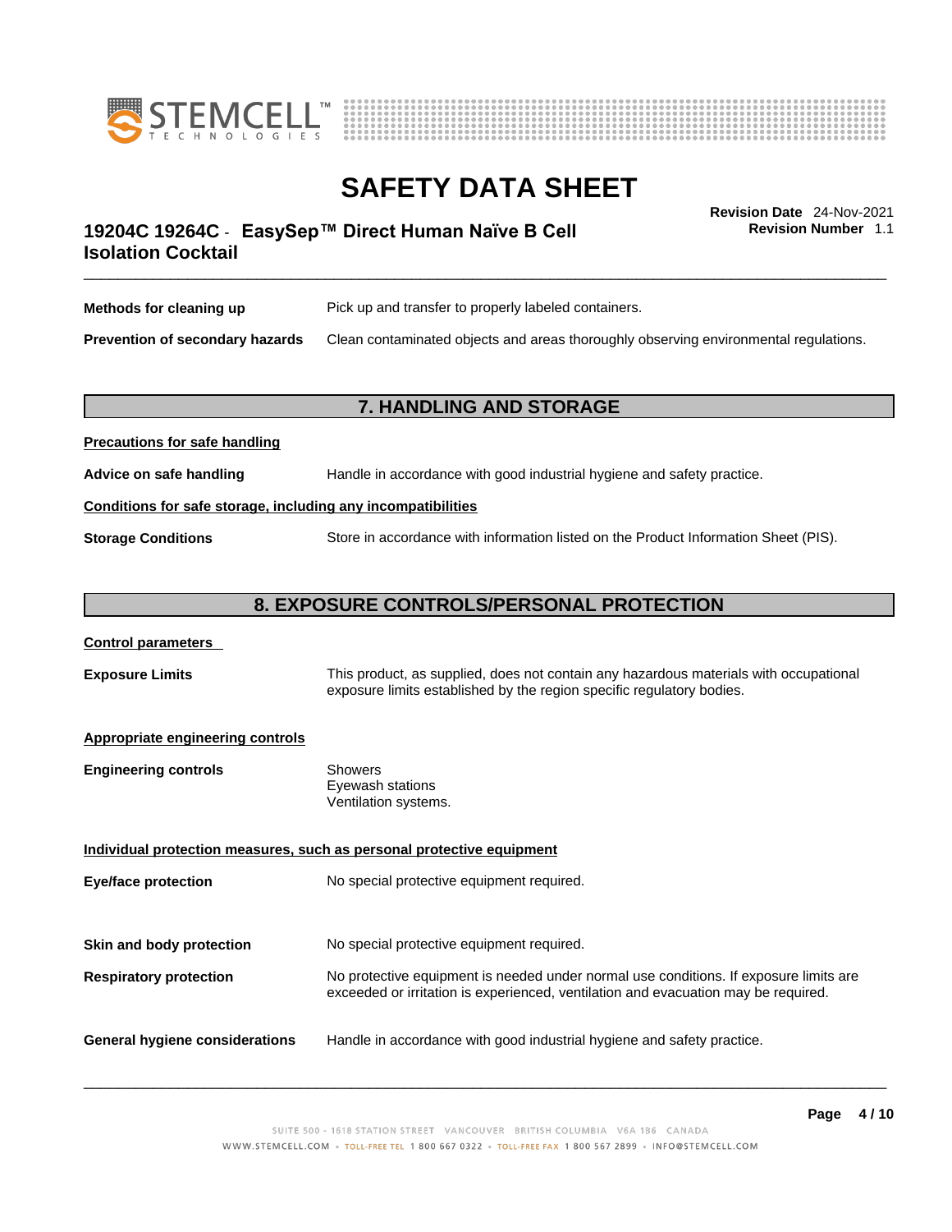| | |
|---|---|
| **Methods for cleaning up** | Pick up and transfer to properly labeled containers. |
| **Prevention of secondary hazards** | Clean contaminated objects and areas thoroughly observing environmental regulations. |

## 7. HANDLING AND STORAGE

**Precautions for safe handling**

| | |
|---|---|
| **Advice on safe handling** | Handle in accordance with good industrial hygiene and safety practice. |

**Conditions for safe storage, including any incompatibilities**

| | |
|---|---|
| **Storage Conditions** | Store in accordance with information listed on the Product Information Sheet (PIS). |

## 8. EXPOSURE CONTROLS/PERSONAL PROTECTION

**Control parameters**

| | |
|---|---|
| **Exposure Limits** | This product, as supplied, does not contain any hazardous materials with occupational exposure limits established by the region specific regulatory bodies. |

**Appropriate engineering controls**

| | |
|---|---|
| **Engineering controls** | Showers<br>Eyewash stations<br>Ventilation systems. |

**Individual protection measures, such as personal protective equipment**

| | |
|---|---|
| **Eye/face protection** | No special protective equipment required. |
| **Skin and body protection** | No special protective equipment required. |
| **Respiratory protection** | No protective equipment is needed under normal use conditions. If exposure limits are exceeded or irritation is experienced, ventilation and evacuation may be required. |
| **General hygiene considerations** | Handle in accordance with good industrial hygiene and safety practice. |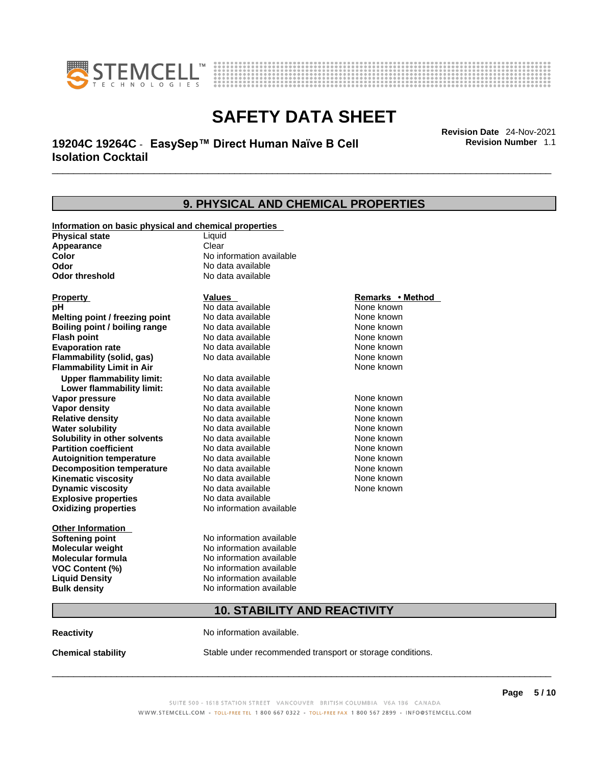## 9. PHYSICAL AND CHEMICAL PROPERTIES

**Information on basic physical and chemical properties**

| | |
|---|---|
| **Physical state** | Liquid |
| **Appearance** | Clear |
| **Color** | No information available |
| **Odor** | No data available |
| **Odor threshold** | No data available |

| **Property** | **Values** | **Remarks • Method** |
|---|---|---|
| **pH** | No data available | None known |
| **Melting point / freezing point** | No data available | None known |
| **Boiling point / boiling range** | No data available | None known |
| **Flash point** | No data available | None known |
| **Evaporation rate** | No data available | None known |
| **Flammability (solid, gas)** | No data available | None known |
| **Flammability Limit in Air** | | None known |
| **Upper flammability limit:** | No data available | |
| **Lower flammability limit:** | No data available | |
| **Vapor pressure** | No data available | None known |
| **Vapor density** | No data available | None known |
| **Relative density** | No data available | None known |
| **Water solubility** | No data available | None known |
| **Solubility in other solvents** | No data available | None known |
| **Partition coefficient** | No data available | None known |
| **Autoignition temperature** | No data available | None known |
| **Decomposition temperature** | No data available | None known |
| **Kinematic viscosity** | No data available | None known |
| **Dynamic viscosity** | No data available | None known |
| **Explosive properties** | No data available | |
| **Oxidizing properties** | No information available | |

**Other Information**

| | |
|---|---|
| **Softening point** | No information available |
| **Molecular weight** | No information available |
| **Molecular formula** | No information available |
| **VOC Content (%)** | No information available |
| **Liquid Density** | No information available |
| **Bulk density** | No information available |

## 10. STABILITY AND REACTIVITY

**Reactivity** No information available.

**Chemical stability** Stable under recommended transport or storage conditions.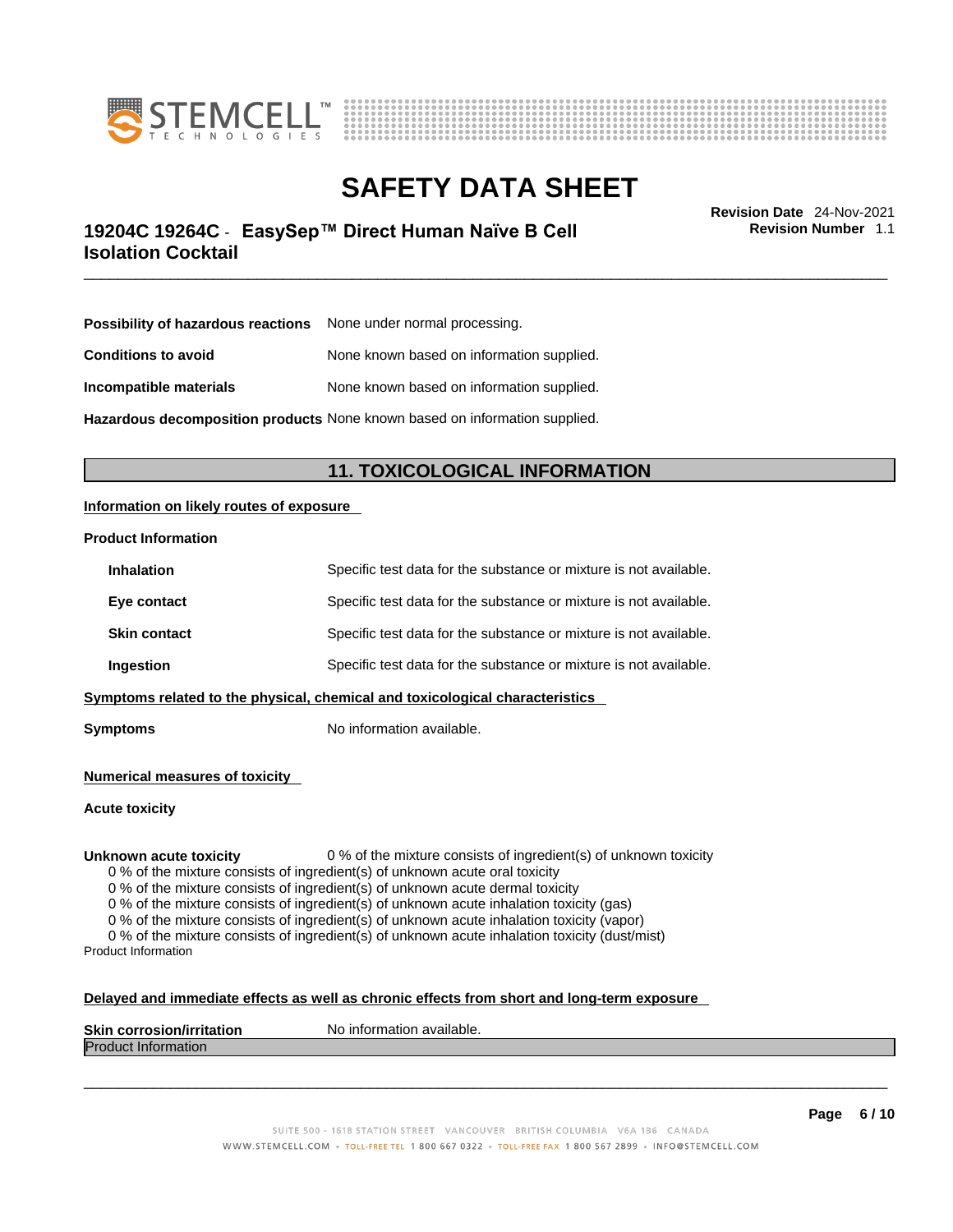| | |
|---|---|
| **Possibility of hazardous reactions** | None under normal processing. |
| **Conditions to avoid** | None known based on information supplied. |
| **Incompatible materials** | None known based on information supplied. |
| **Hazardous decomposition products** | None known based on information supplied. |

## 11. TOXICOLOGICAL INFORMATION

**Information on likely routes of exposure**

**Product Information**

| | |
|---|---|
| **Inhalation** | Specific test data for the substance or mixture is not available. |
| **Eye contact** | Specific test data for the substance or mixture is not available. |
| **Skin contact** | Specific test data for the substance or mixture is not available. |
| **Ingestion** | Specific test data for the substance or mixture is not available. |

**Symptoms related to the physical, chemical and toxicological characteristics**

**Symptoms** No information available.

**Numerical measures of toxicity**

**Acute toxicity**

**Unknown acute toxicity** 0 % of the mixture consists of ingredient(s) of unknown toxicity

0 % of the mixture consists of ingredient(s) of unknown acute oral toxicity
0 % of the mixture consists of ingredient(s) of unknown acute dermal toxicity
0 % of the mixture consists of ingredient(s) of unknown acute inhalation toxicity (gas)
0 % of the mixture consists of ingredient(s) of unknown acute inhalation toxicity (vapor)
0 % of the mixture consists of ingredient(s) of unknown acute inhalation toxicity (dust/mist)

Product Information

**Delayed and immediate effects as well as chronic effects from short and long-term exposure**

**Skin corrosion/irritation** No information available.

Product Information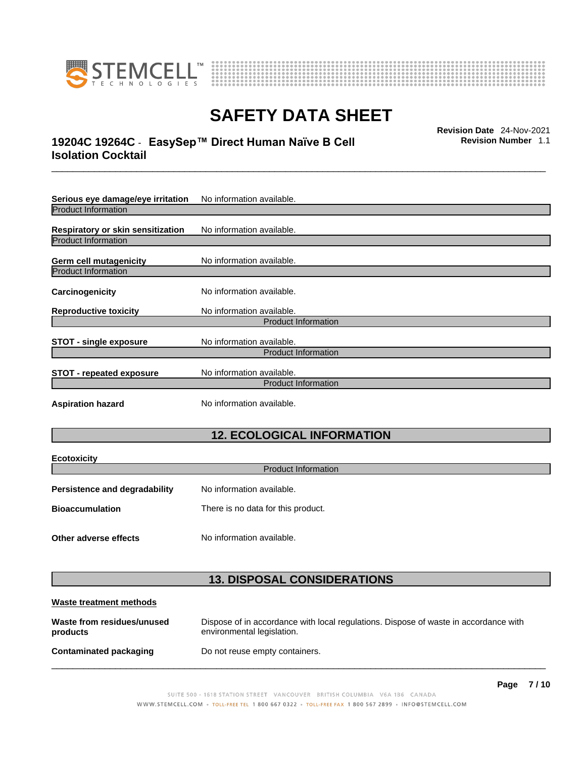**Serious eye damage/eye irritation** No information available.

Product Information

**Respiratory or skin sensitization** No information available.

Product Information

**Germ cell mutagenicity** No information available.

Product Information

**Carcinogenicity** No information available.

**Reproductive toxicity** No information available.

Product Information

**STOT - single exposure** No information available.

Product Information

**STOT - repeated exposure** No information available.

Product Information

**Aspiration hazard** No information available.

## 12. ECOLOGICAL INFORMATION

**Ecotoxicity**

Product Information

**Persistence and degradability** No information available.

**Bioaccumulation** There is no data for this product.

**Other adverse effects** No information available.

## 13. DISPOSAL CONSIDERATIONS

**Waste treatment methods**

**Waste from residues/unused products** Dispose of in accordance with local regulations. Dispose of waste in accordance with environmental legislation.

**Contaminated packaging** Do not reuse empty containers.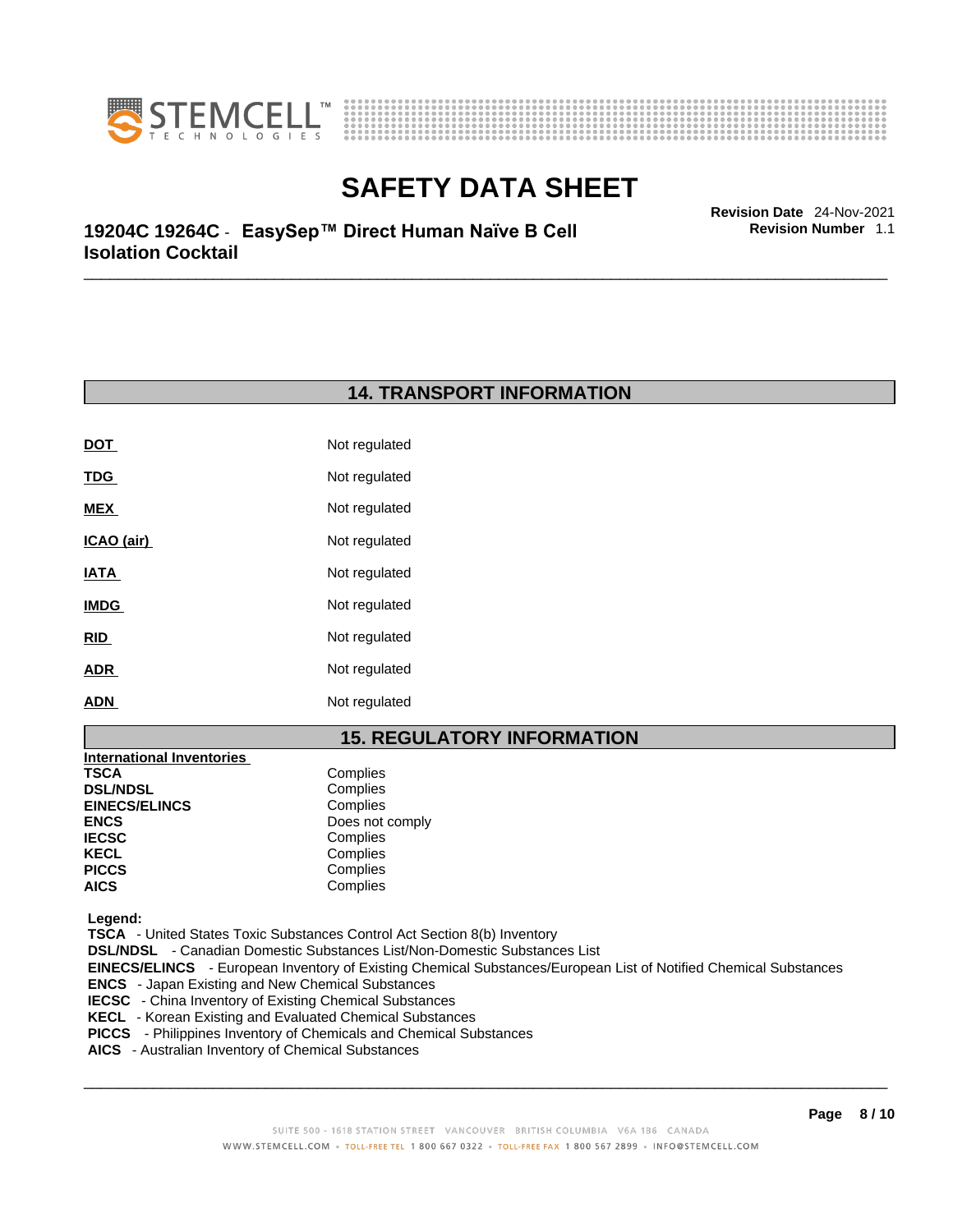## 14. TRANSPORT INFORMATION

| | |
|---|---|
| **DOT** | Not regulated |
| **TDG** | Not regulated |
| **MEX** | Not regulated |
| **ICAO (air)** | Not regulated |
| **IATA** | Not regulated |
| **IMDG** | Not regulated |
| **RID** | Not regulated |
| **ADR** | Not regulated |
| **ADN** | Not regulated |

## 15. REGULATORY INFORMATION

**International Inventories**

| | |
|---|---|
| **TSCA** | Complies |
| **DSL/NDSL** | Complies |
| **EINECS/ELINCS** | Complies |
| **ENCS** | Does not comply |
| **IECSC** | Complies |
| **KECL** | Complies |
| **PICCS** | Complies |
| **AICS** | Complies |

**Legend:**

**TSCA** - United States Toxic Substances Control Act Section 8(b) Inventory
**DSL/NDSL** - Canadian Domestic Substances List/Non-Domestic Substances List
**EINECS/ELINCS** - European Inventory of Existing Chemical Substances/European List of Notified Chemical Substances
**ENCS** - Japan Existing and New Chemical Substances
**IECSC** - China Inventory of Existing Chemical Substances
**KECL** - Korean Existing and Evaluated Chemical Substances
**PICCS** - Philippines Inventory of Chemicals and Chemical Substances
**AICS** - Australian Inventory of Chemical Substances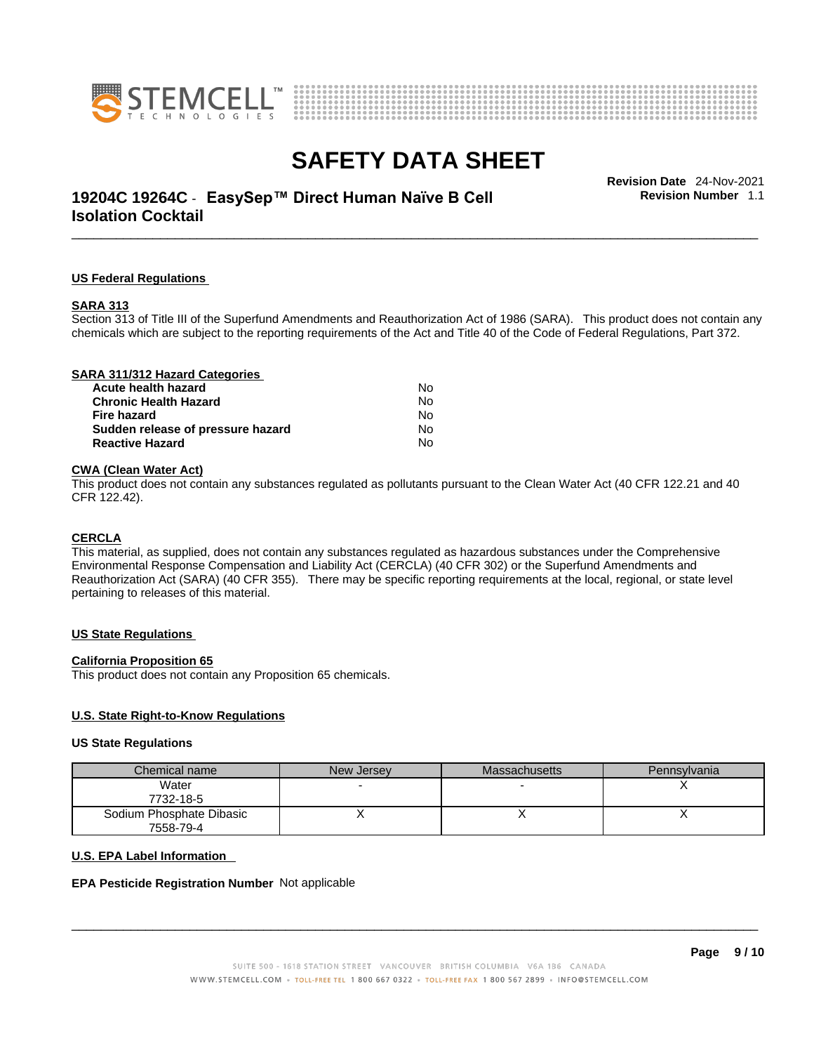## US Federal Regulations

### SARA 313

Section 313 of Title III of the Superfund Amendments and Reauthorization Act of 1986 (SARA). This product does not contain any chemicals which are subject to the reporting requirements of the Act and Title 40 of the Code of Federal Regulations, Part 372.

### SARA 311/312 Hazard Categories

| | |
|---|---|
| **Acute health hazard** | No |
| **Chronic Health Hazard** | No |
| **Fire hazard** | No |
| **Sudden release of pressure hazard** | No |
| **Reactive Hazard** | No |

### CWA (Clean Water Act)

This product does not contain any substances regulated as pollutants pursuant to the Clean Water Act (40 CFR 122.21 and 40 CFR 122.42).

### CERCLA

This material, as supplied, does not contain any substances regulated as hazardous substances under the Comprehensive Environmental Response Compensation and Liability Act (CERCLA) (40 CFR 302) or the Superfund Amendments and Reauthorization Act (SARA) (40 CFR 355). There may be specific reporting requirements at the local, regional, or state level pertaining to releases of this material.

## US State Regulations

### California Proposition 65

This product does not contain any Proposition 65 chemicals.

### U.S. State Right-to-Know Regulations

**US State Regulations**

| Chemical name | New Jersey | Massachusetts | Pennsylvania |
|---|---|---|---|
| Water<br>7732-18-5 | - | - | X |
| Sodium Phosphate Dibasic<br>7558-79-4 | X | X | X |

### U.S. EPA Label Information

**EPA Pesticide Registration Number** Not applicable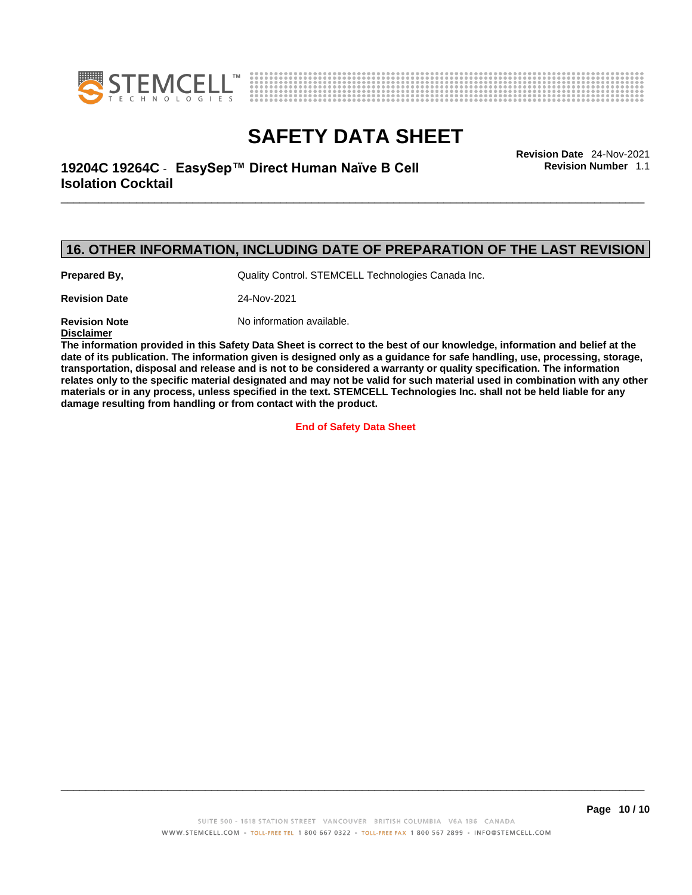## 16. OTHER INFORMATION, INCLUDING DATE OF PREPARATION OF THE LAST REVISION

**Prepared By,** Quality Control. STEMCELL Technologies Canada Inc.

**Revision Date** 24-Nov-2021

**Revision Note** No information available.

**Disclaimer**

**The information provided in this Safety Data Sheet is correct to the best of our knowledge, information and belief at the date of its publication. The information given is designed only as a guidance for safe handling, use, processing, storage, transportation, disposal and release and is not to be considered a warranty or quality specification. The information relates only to the specific material designated and may not be valid for such material used in combination with any other materials or in any process, unless specified in the text. STEMCELL Technologies Inc. shall not be held liable for any damage resulting from handling or from contact with the product.**

**End of Safety Data Sheet**